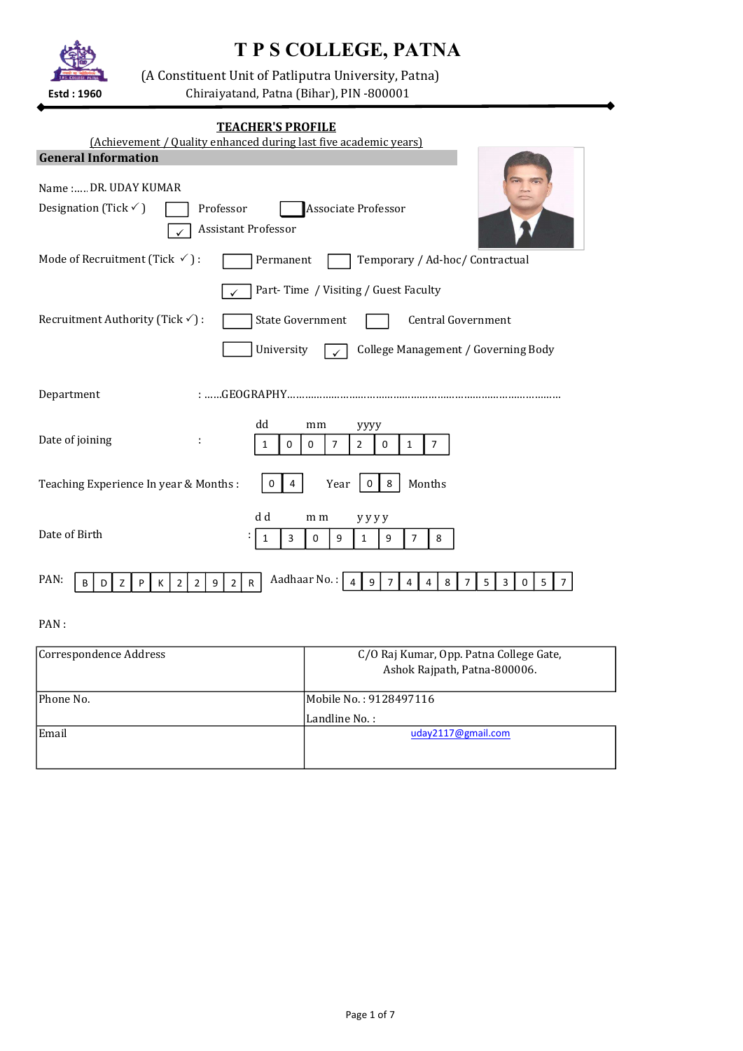# T P S COLLEGE, PATNA

(A Constituent Unit of Patliputra University, Patna)

Chiraiyatand, Patna (Bihar), PIN -800001

Estd : 1960

## TEACHER'S PROFILE

(Achievement / Quality enhanced during last five academic years)

### General Information

Name :..... DR. UDAY KUMAR

Designation (Tick ✓ ) [ ] Professor [ ] Associate Professor [✓] Assistant Professor

Mode of Recruitment (Tick ✓ ) : [ ] Permanent [ ] Temporary / Ad-hoc/ Contractual [✓] Part- Time / Visiting / Guest Faculty

Recruitment Authority (Tick ✓) : [ ] State Government [ ] Central Government [ ] University [✓] College Management / Governing Body

Department : ......GEOGRAPHY..........................................................................................

Date of joining : dd mm yyyy — 1 0 0 7 2 0 1 7

Teaching Experience In year & Months : 0 4 Year 0 8 Months

Date of Birth : d d m m y y y y — 1 3 0 9 1 9 7 8

PAN: B D Z P K 2 2 9 2 R Aadhaar No. : 4 9 7 4 4 8 7 5 3 0 5 7

PAN :

| | |
|---|---|
| Correspondence Address | C/O Raj Kumar, Opp. Patna College Gate, Ashok Rajpath, Patna-800006. |
| Phone No. | Mobile No. : 9128497116<br>Landline No. : |
| Email | uday2117@gmail.com |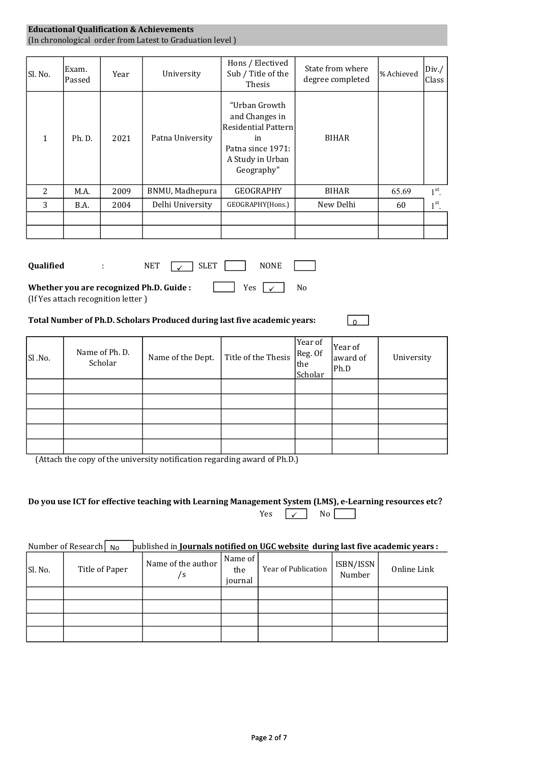**Educational Qualification & Achievements**
(In chronological order from Latest to Graduation level )

| Sl. No. | Exam. Passed | Year | University | Hons / Electived Sub / Title of the Thesis | State from where degree completed | % Achieved | Div./ Class |
|---|---|---|---|---|---|---|---|
| 1 | Ph. D. | 2021 | Patna University | "Urban Growth and Changes in Residential Pattern in Patna since 1971: A Study in Urban Geography" | BIHAR | | |
| 2 | M.A. | 2009 | BNMU, Madhepura | GEOGRAPHY | BIHAR | 65.69 | 1st. |
| 3 | B.A. | 2004 | Delhi University | GEOGRAPHY(Hons.) | New Delhi | 60 | 1st. |
| | | | | | | | |
| | | | | | | | |

**Qualified** : NET ✓ SLET ☐ NONE ☐

**Whether you are recognized Ph.D. Guide :** ☐ Yes ✓ No
(If Yes attach recognition letter )

**Total Number of Ph.D. Scholars Produced during last five academic years:** 0

| Sl .No. | Name of Ph. D. Scholar | Name of the Dept. | Title of the Thesis | Year of Reg. Of the Scholar | Year of award of Ph.D | University |
|---|---|---|---|---|---|---|
| | | | | | | |
| | | | | | | |
| | | | | | | |
| | | | | | | |
| | | | | | | |

(Attach the copy of the university notification regarding award of Ph.D.)

**Do you use ICT for effective teaching with Learning Management System (LMS), e-Learning resources etc?**
Yes ✓ No ☐

Number of Research No published in **Journals notified on UGC website during last five academic years :**

| Sl. No. | Title of Paper | Name of the author /s | Name of the journal | Year of Publication | ISBN/ISSN Number | Online Link |
|---|---|---|---|---|---|---|
| | | | | | | |
| | | | | | | |
| | | | | | | |
| | | | | | | |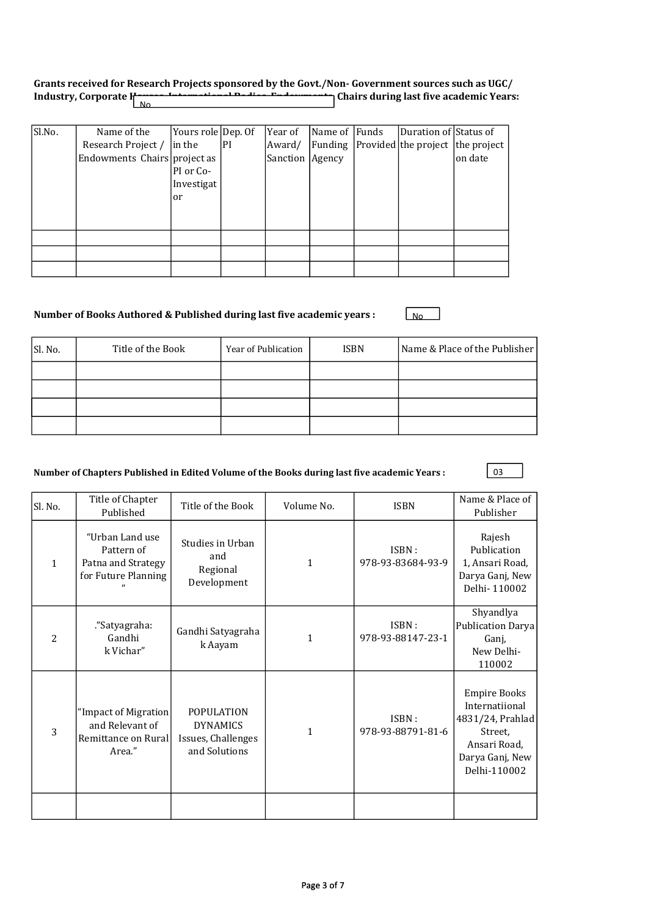**Grants received for Research Projects sponsored by the Govt./Non- Government sources such as UGC/ Industry, Corporate Houses, International Bodies, Endowments, Chairs during last five academic Years:** No

| Sl.No. | Name of the Research Project / Endowments Chairs | Yours role in the project as PI or Co-Investigator | Dep. Of PI | Year of Award/ Sanction | Name of Funding Agency | Funds Provided | Duration of the project | Status of the project on date |
|---|---|---|---|---|---|---|---|---|
| | | | | | | | | |
| | | | | | | | | |
| | | | | | | | | |

**Number of Books Authored & Published during last five academic years :** No

| Sl. No. | Title of the Book | Year of Publication | ISBN | Name & Place of the Publisher |
|---|---|---|---|---|
| | | | | |
| | | | | |
| | | | | |
| | | | | |

**Number of Chapters Published in Edited Volume of the Books during last five academic Years :** 03

| Sl. No. | Title of Chapter Published | Title of the Book | Volume No. | ISBN | Name & Place of Publisher |
|---|---|---|---|---|---|
| 1 | "Urban Land use Pattern of Patna and Strategy for Future Planning " | Studies in Urban and Regional Development | 1 | ISBN : 978-93-83684-93-9 | Rajesh Publication 1, Ansari Road, Darya Ganj, New Delhi- 110002 |
| 2 | ."Satyagraha: Gandhi k Vichar" | Gandhi Satyagraha k Aayam | 1 | ISBN : 978-93-88147-23-1 | Shyandlya Publication Darya Ganj, New Delhi- 110002 |
| 3 | "Impact of Migration and Relevant of Remittance on Rural Area." | POPULATION DYNAMICS Issues, Challenges and Solutions | 1 | ISBN : 978-93-88791-81-6 | Empire Books Internatiional 4831/24, Prahlad Street, Ansari Road, Darya Ganj, New Delhi-110002 |
| | | | | | |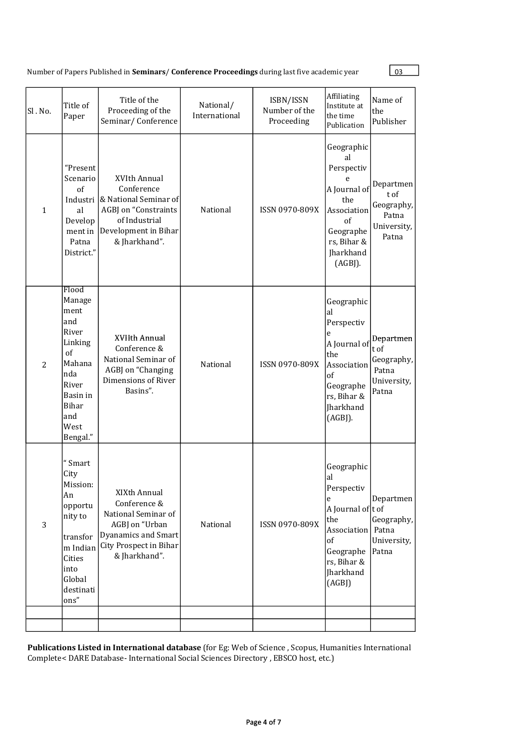Number of Papers Published in **Seminars/ Conference Proceedings** during last five academic year 03

| Sl . No. | Title of Paper | Title of the Proceeding of the Seminar/ Conference | National/ International | ISBN/ISSN Number of the Proceeding | Affiliating Institute at the time Publication | Name of the Publisher |
|---|---|---|---|---|---|---|
| 1 | "Present Scenario of Industrial Development in Patna District." | XVIth Annual Conference & National Seminar of AGBJ on "Constraints of Industrial Development in Bihar & Jharkhand". | National | ISSN 0970-809X | Geographical Perspective A Journal of the Association of Geographers, Bihar & Jharkhand (AGBJ). | Department of Geography, Patna University, Patna |
| 2 | Flood Management and River Linking of Mahananda River Basin in Bihar and West Bengal." | XVIIth Annual Conference & National Seminar of AGBJ on "Changing Dimensions of River Basins". | National | ISSN 0970-809X | Geographical Perspective A Journal of the Association of Geographers, Bihar & Jharkhand (AGBJ). | Department of Geography, Patna University, Patna |
| 3 | " Smart City Mission: An opportunity to transform Indian Cities into Global destinations" | XIXth Annual Conference & National Seminar of AGBJ on "Urban Dyanamics and Smart City Prospect in Bihar & Jharkhand". | National | ISSN 0970-809X | Geographical Perspective A Journal of the Association of Geographers, Bihar & Jharkhand (AGBJ) | Department of Geography, Patna University, Patna |
| | | | | | | |
| | | | | | | |

**Publications Listed in International database** (for Eg: Web of Science , Scopus, Humanities International Complete< DARE Database- International Social Sciences Directory , EBSCO host, etc.)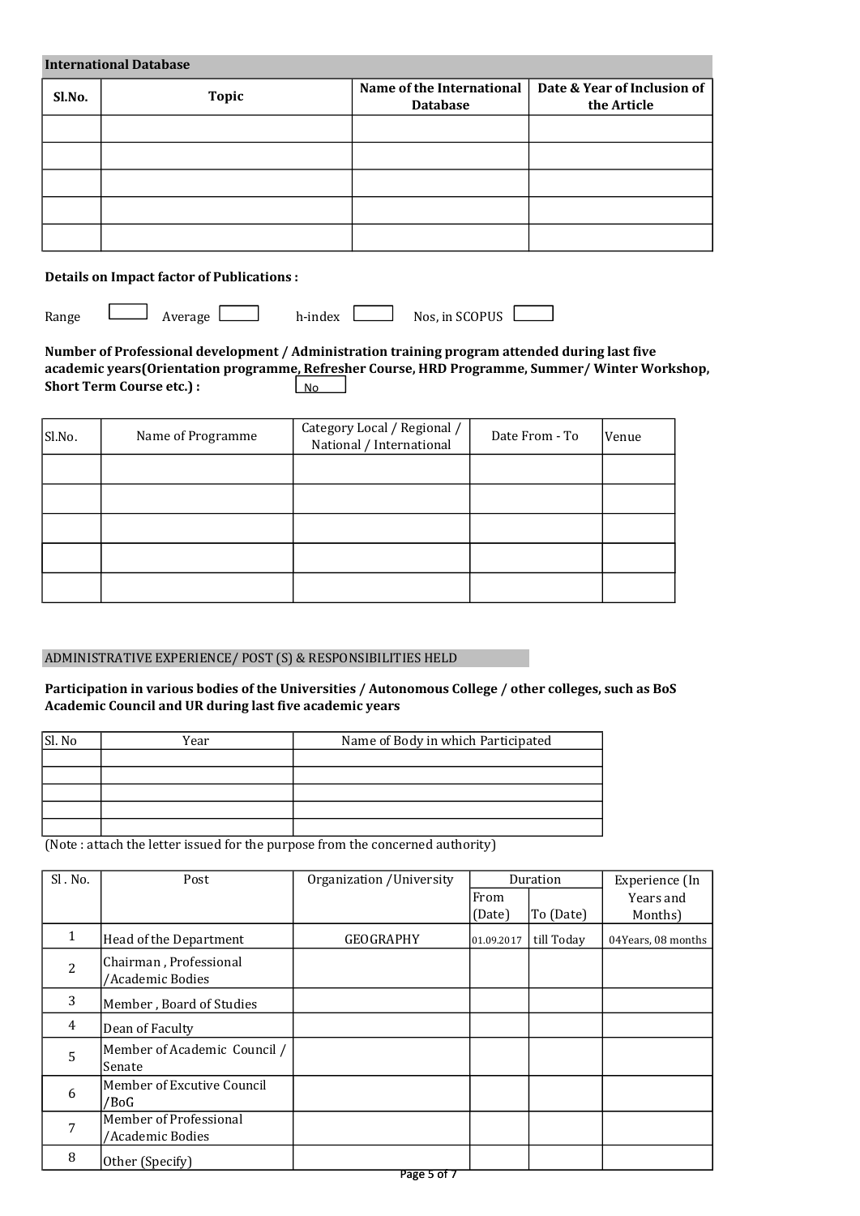**International Database**

| Sl.No. | Topic | Name of the International Database | Date & Year of Inclusion of the Article |
|---|---|---|---|
| | | | |
| | | | |
| | | | |
| | | | |
| | | | |

**Details on Impact factor of Publications :**

Range [ ] Average [ ] h-index [ ] Nos, in SCOPUS [ ]

**Number of Professional development / Administration training program attended during last five academic years(Orientation programme, Refresher Course, HRD Programme, Summer/ Winter Workshop, Short Term Course etc.) :** No

| Sl.No. | Name of Programme | Category Local / Regional / National / International | Date From - To | Venue |
|---|---|---|---|---|
| | | | | |
| | | | | |
| | | | | |
| | | | | |
| | | | | |

## ADMINISTRATIVE EXPERIENCE/ POST (S) & RESPONSIBILITIES HELD

**Participation in various bodies of the Universities / Autonomous College / other colleges, such as BoS Academic Council and UR during last five academic years**

| Sl. No | Year | Name of Body in which Participated |
|---|---|---|
| | | |
| | | |
| | | |
| | | |
| | | |

(Note : attach the letter issued for the purpose from the concerned authority)

| Sl . No. | Post | Organization /University | Duration | | Experience (In Years and Months) |
|---|---|---|---|---|---|
| | | | From (Date) | To (Date) | |
| 1 | Head of the Department | GEOGRAPHY | 01.09.2017 | till Today | 04Years, 08 months |
| 2 | Chairman , Professional /Academic Bodies | | | | |
| 3 | Member , Board of Studies | | | | |
| 4 | Dean of Faculty | | | | |
| 5 | Member of Academic Council / Senate | | | | |
| 6 | Member of Excutive Council /BoG | | | | |
| 7 | Member of Professional /Academic Bodies | | | | |
| 8 | Other (Specify) | | | | |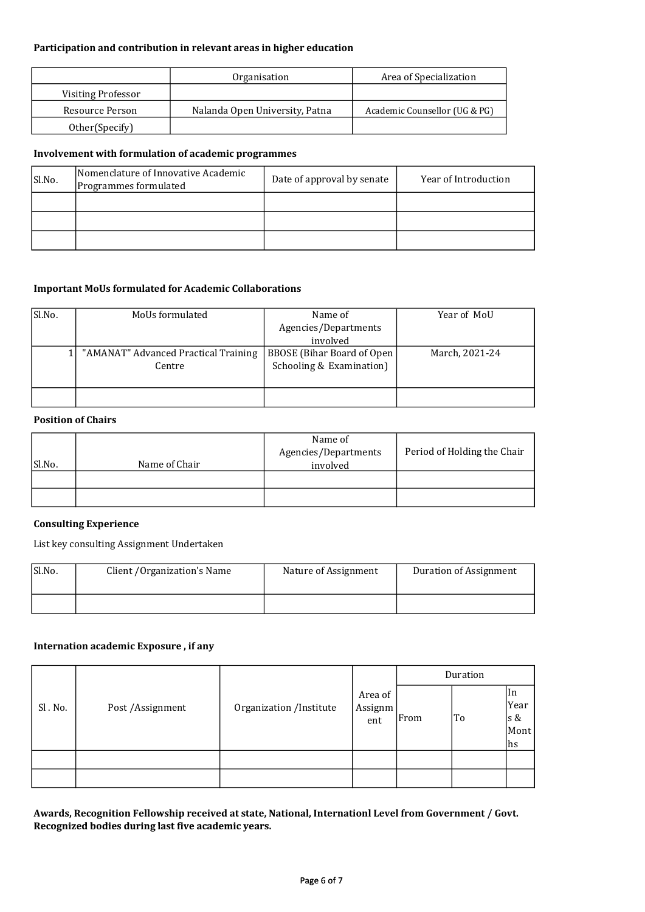**Participation and contribution in relevant areas in higher education**

| | Organisation | Area of Specialization |
|---|---|---|
| Visiting Professor | | |
| Resource Person | Nalanda Open University, Patna | Academic Counsellor (UG & PG) |
| Other(Specify) | | |

**Involvement with formulation of academic programmes**

| Sl.No. | Nomenclature of Innovative Academic Programmes formulated | Date of approval by senate | Year of Introduction |
|---|---|---|---|
| | | | |
| | | | |
| | | | |

**Important MoUs formulated for Academic Collaborations**

| Sl.No. | MoUs formulated | Name of Agencies/Departments involved | Year of MoU |
|---|---|---|---|
| 1 | "AMANAT" Advanced Practical Training Centre | BBOSE (Bihar Board of Open Schooling & Examination) | March, 2021-24 |
| | | | |

**Position of Chairs**

| Sl.No. | Name of Chair | Name of Agencies/Departments involved | Period of Holding the Chair |
|---|---|---|---|
| | | | |
| | | | |

**Consulting Experience**

List key consulting Assignment Undertaken

| Sl.No. | Client /Organization's Name | Nature of Assignment | Duration of Assignment |
|---|---|---|---|
| | | | |

**Internation academic Exposure , if any**

| Sl . No. | Post /Assignment | Organization /Institute | Area of Assignment | Duration | | |
|---|---|---|---|---|---|---|
| | | | | From | To | In Years & Months |
| | | | | | | |
| | | | | | | |

**Awards, Recognition Fellowship received at state, National, Internationl Level from Government / Govt. Recognized bodies during last five academic years.**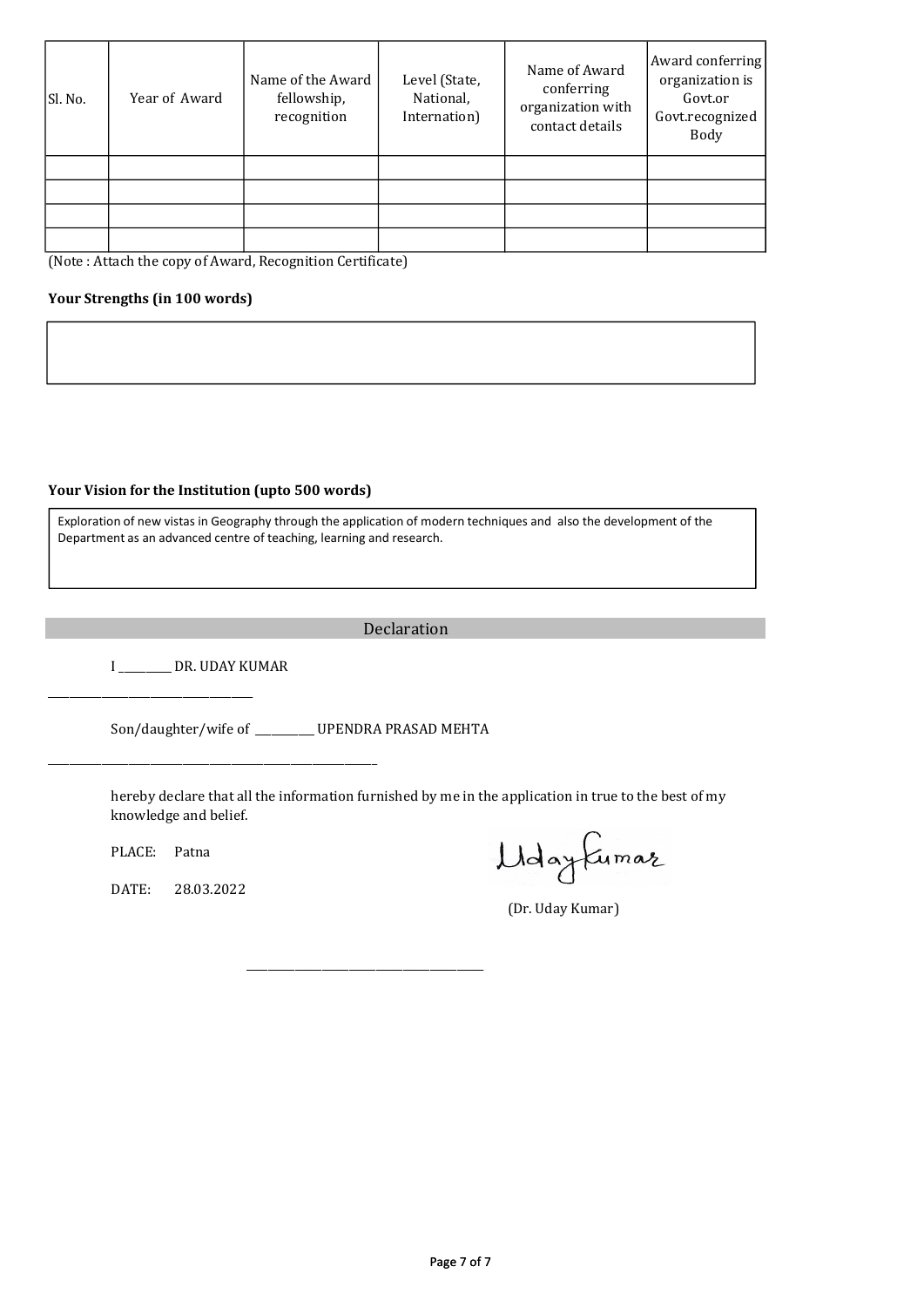| Sl. No. | Year of Award | Name of the Award fellowship, recognition | Level (State, National, Internation) | Name of Award conferring organization with contact details | Award conferring organization is Govt.or Govt.recognized Body |
|---|---|---|---|---|---|
| | | | | | |
| | | | | | |
| | | | | | |
| | | | | | |

(Note : Attach the copy of Award, Recognition Certificate)

**Your Strengths (in 100 words)**

**Your Vision for the Institution (upto 500 words)**

Exploration of new vistas in Geography through the application of modern techniques and also the development of the Department as an advanced centre of teaching, learning and research.

## Declaration

I _________ DR. UDAY KUMAR

Son/daughter/wife of __________ UPENDRA PRASAD MEHTA

hereby declare that all the information furnished by me in the application in true to the best of my knowledge and belief.

PLACE: Patna

DATE: 28.03.2022

Uday Kumar

(Dr. Uday Kumar)